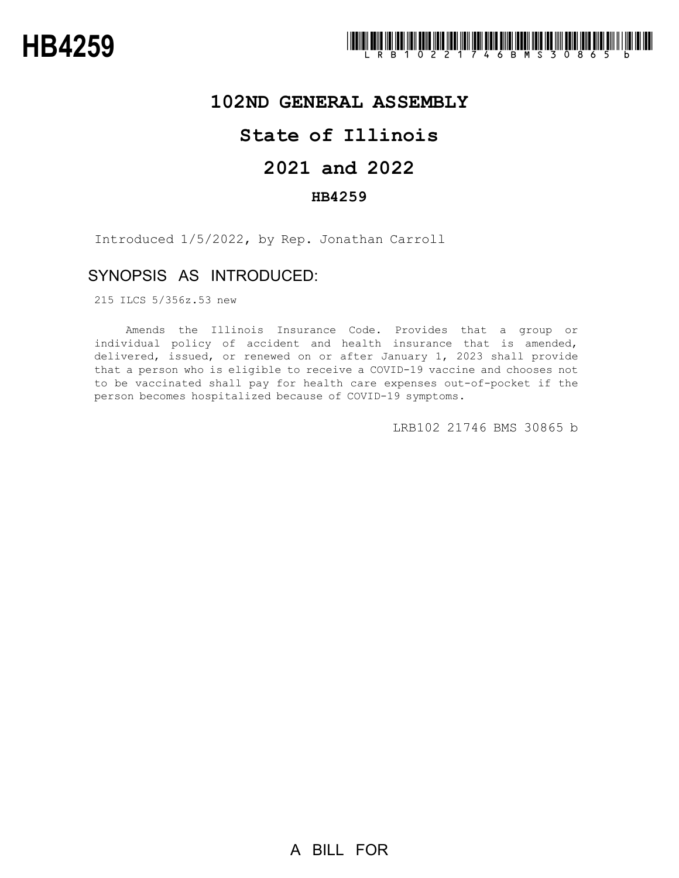# HB4259

## 102ND GENERAL ASSEMBLY

## State of Illinois

## 2021 and 2022

### HB4259

Introduced 1/5/2022, by Rep. Jonathan Carroll

### SYNOPSIS AS INTRODUCED:

215 ILCS 5/356z.53 new

Amends the Illinois Insurance Code. Provides that a group or individual policy of accident and health insurance that is amended, delivered, issued, or renewed on or after January 1, 2023 shall provide that a person who is eligible to receive a COVID-19 vaccine and chooses not to be vaccinated shall pay for health care expenses out-of-pocket if the person becomes hospitalized because of COVID-19 symptoms.

LRB102 21746 BMS 30865 b

A BILL FOR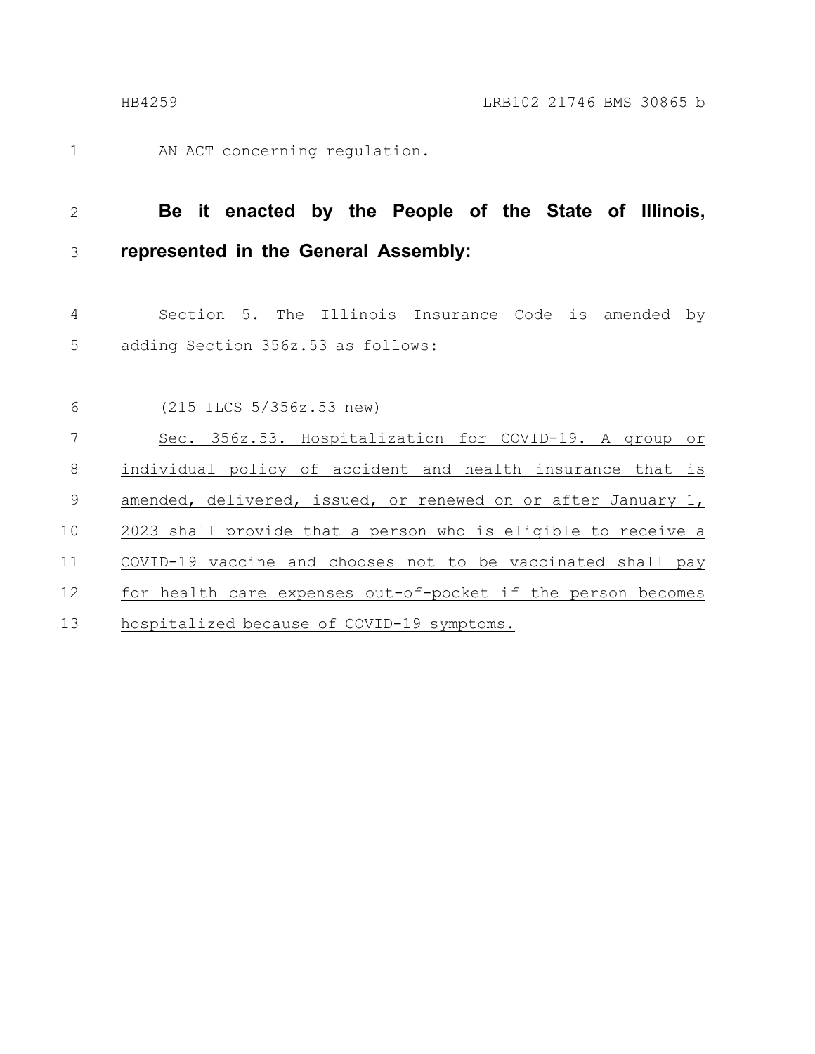AN ACT concerning regulation.

**Be it enacted by the People of the State of Illinois, represented in the General Assembly:**

Section 5. The Illinois Insurance Code is amended by adding Section 356z.53 as follows:

(215 ILCS 5/356z.53 new)

Sec. 356z.53. Hospitalization for COVID-19. A group or individual policy of accident and health insurance that is amended, delivered, issued, or renewed on or after January 1, 2023 shall provide that a person who is eligible to receive a COVID-19 vaccine and chooses not to be vaccinated shall pay for health care expenses out-of-pocket if the person becomes hospitalized because of COVID-19 symptoms.